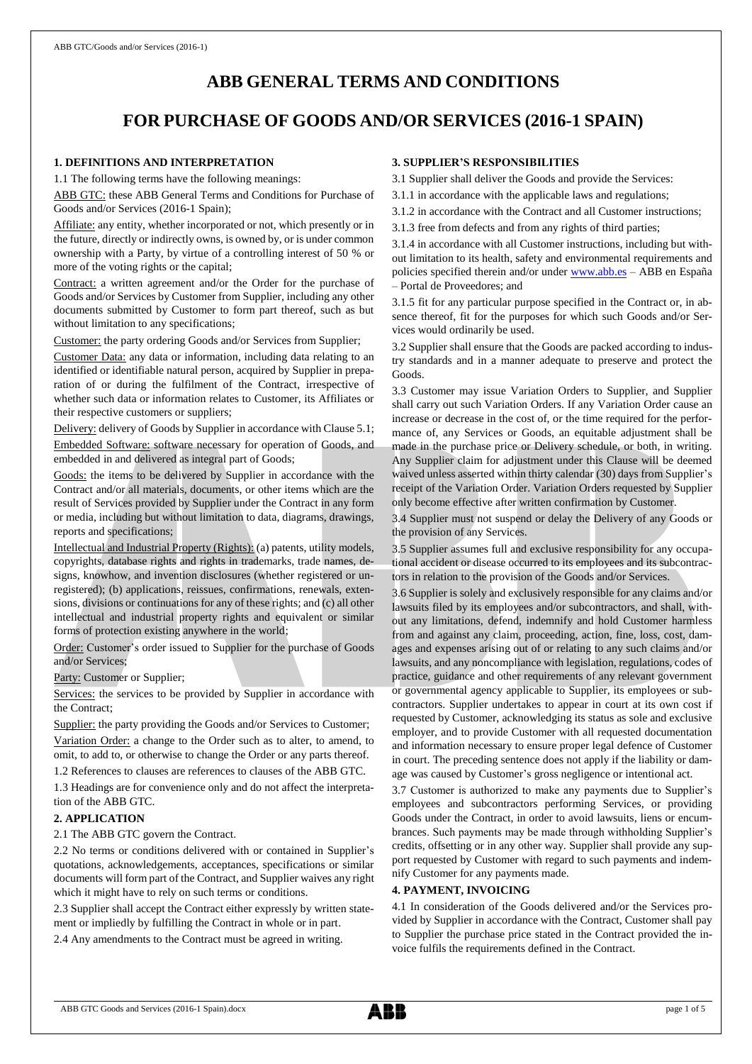# ABB GENERAL TERMS AND CONDITIONS

# FOR PURCHASE OF GOODS AND/OR SERVICES (2016-1 SPAIN)

## 1. DEFINITIONS AND INTERPRETATION

1.1 The following terms have the following meanings:

ABB GTC: these ABB General Terms and Conditions for Purchase of Goods and/or Services (2016-1 Spain);

Affiliate: any entity, whether incorporated or not, which presently or in the future, directly or indirectly owns, is owned by, or is under common ownership with a Party, by virtue of a controlling interest of 50 % or more of the voting rights or the capital;

Contract: a written agreement and/or the Order for the purchase of Goods and/or Services by Customer from Supplier, including any other documents submitted by Customer to form part thereof, such as but without limitation to any specifications;

Customer: the party ordering Goods and/or Services from Supplier;

Customer Data: any data or information, including data relating to an identified or identifiable natural person, acquired by Supplier in preparation of or during the fulfilment of the Contract, irrespective of whether such data or information relates to Customer, its Affiliates or their respective customers or suppliers;

Delivery: delivery of Goods by Supplier in accordance with Clause 5.1;

Embedded Software: software necessary for operation of Goods, and embedded in and delivered as integral part of Goods;

Goods: the items to be delivered by Supplier in accordance with the Contract and/or all materials, documents, or other items which are the result of Services provided by Supplier under the Contract in any form or media, including but without limitation to data, diagrams, drawings, reports and specifications;

Intellectual and Industrial Property (Rights): (a) patents, utility models, copyrights, database rights and rights in trademarks, trade names, designs, knowhow, and invention disclosures (whether registered or unregistered); (b) applications, reissues, confirmations, renewals, extensions, divisions or continuations for any of these rights; and (c) all other intellectual and industrial property rights and equivalent or similar forms of protection existing anywhere in the world;

Order: Customer's order issued to Supplier for the purchase of Goods and/or Services;

Party: Customer or Supplier;

Services: the services to be provided by Supplier in accordance with the Contract;

Supplier: the party providing the Goods and/or Services to Customer;

Variation Order: a change to the Order such as to alter, to amend, to omit, to add to, or otherwise to change the Order or any parts thereof.

1.2 References to clauses are references to clauses of the ABB GTC.

1.3 Headings are for convenience only and do not affect the interpretation of the ABB GTC.

## 2. APPLICATION

2.1 The ABB GTC govern the Contract.

2.2 No terms or conditions delivered with or contained in Supplier's quotations, acknowledgements, acceptances, specifications or similar documents will form part of the Contract, and Supplier waives any right which it might have to rely on such terms or conditions.

2.3 Supplier shall accept the Contract either expressly by written statement or impliedly by fulfilling the Contract in whole or in part.

2.4 Any amendments to the Contract must be agreed in writing.

## 3. SUPPLIER'S RESPONSIBILITIES

3.1 Supplier shall deliver the Goods and provide the Services:

3.1.1 in accordance with the applicable laws and regulations;

3.1.2 in accordance with the Contract and all Customer instructions;

3.1.3 free from defects and from any rights of third parties;

3.1.4 in accordance with all Customer instructions, including but without limitation to its health, safety and environmental requirements and policies specified therein and/or under www.abb.es – ABB en España – Portal de Proveedores; and

3.1.5 fit for any particular purpose specified in the Contract or, in absence thereof, fit for the purposes for which such Goods and/or Services would ordinarily be used.

3.2 Supplier shall ensure that the Goods are packed according to industry standards and in a manner adequate to preserve and protect the Goods.

3.3 Customer may issue Variation Orders to Supplier, and Supplier shall carry out such Variation Orders. If any Variation Order cause an increase or decrease in the cost of, or the time required for the performance of, any Services or Goods, an equitable adjustment shall be made in the purchase price or Delivery schedule, or both, in writing. Any Supplier claim for adjustment under this Clause will be deemed waived unless asserted within thirty calendar (30) days from Supplier's receipt of the Variation Order. Variation Orders requested by Supplier only become effective after written confirmation by Customer.

3.4 Supplier must not suspend or delay the Delivery of any Goods or the provision of any Services.

3.5 Supplier assumes full and exclusive responsibility for any occupational accident or disease occurred to its employees and its subcontractors in relation to the provision of the Goods and/or Services.

3.6 Supplier is solely and exclusively responsible for any claims and/or lawsuits filed by its employees and/or subcontractors, and shall, without any limitations, defend, indemnify and hold Customer harmless from and against any claim, proceeding, action, fine, loss, cost, damages and expenses arising out of or relating to any such claims and/or lawsuits, and any noncompliance with legislation, regulations, codes of practice, guidance and other requirements of any relevant government or governmental agency applicable to Supplier, its employees or subcontractors. Supplier undertakes to appear in court at its own cost if requested by Customer, acknowledging its status as sole and exclusive employer, and to provide Customer with all requested documentation and information necessary to ensure proper legal defence of Customer in court. The preceding sentence does not apply if the liability or damage was caused by Customer's gross negligence or intentional act.

3.7 Customer is authorized to make any payments due to Supplier's employees and subcontractors performing Services, or providing Goods under the Contract, in order to avoid lawsuits, liens or encumbrances. Such payments may be made through withholding Supplier's credits, offsetting or in any other way. Supplier shall provide any support requested by Customer with regard to such payments and indemnify Customer for any payments made.

## 4. PAYMENT, INVOICING

4.1 In consideration of the Goods delivered and/or the Services provided by Supplier in accordance with the Contract, Customer shall pay to Supplier the purchase price stated in the Contract provided the invoice fulfils the requirements defined in the Contract.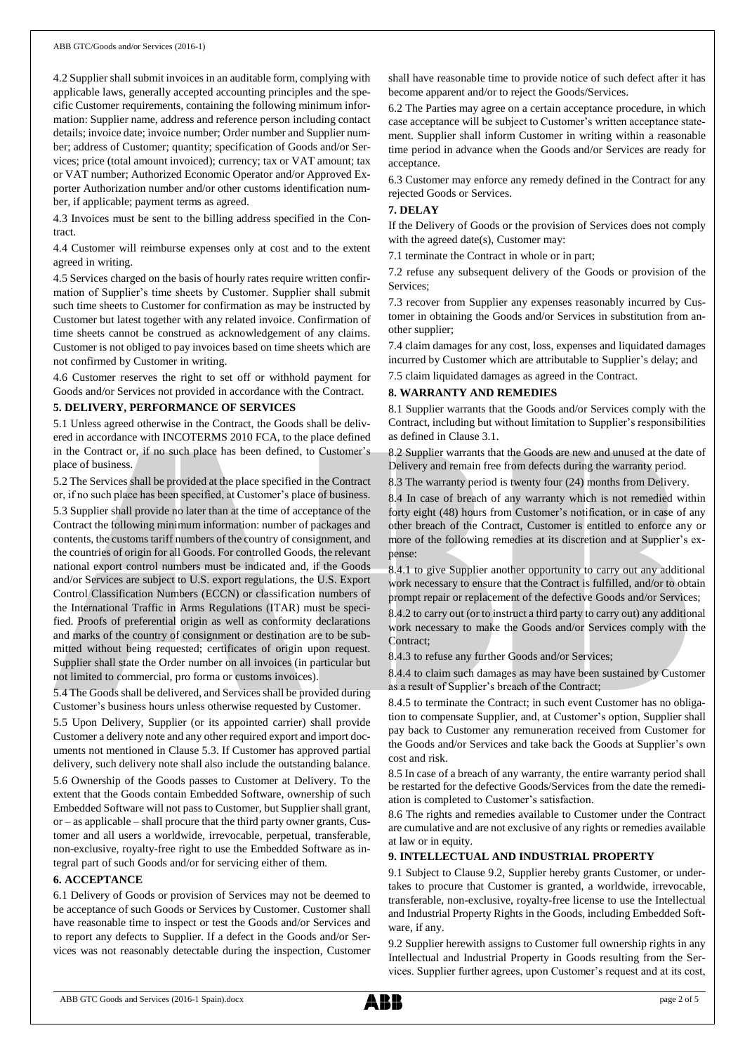4.2 Supplier shall submit invoices in an auditable form, complying with applicable laws, generally accepted accounting principles and the specific Customer requirements, containing the following minimum information: Supplier name, address and reference person including contact details; invoice date; invoice number; Order number and Supplier number; address of Customer; quantity; specification of Goods and/or Services; price (total amount invoiced); currency; tax or VAT amount; tax or VAT number; Authorized Economic Operator and/or Approved Exporter Authorization number and/or other customs identification number, if applicable; payment terms as agreed.

4.3 Invoices must be sent to the billing address specified in the Contract.

4.4 Customer will reimburse expenses only at cost and to the extent agreed in writing.

4.5 Services charged on the basis of hourly rates require written confirmation of Supplier's time sheets by Customer. Supplier shall submit such time sheets to Customer for confirmation as may be instructed by Customer but latest together with any related invoice. Confirmation of time sheets cannot be construed as acknowledgement of any claims. Customer is not obliged to pay invoices based on time sheets which are not confirmed by Customer in writing.

4.6 Customer reserves the right to set off or withhold payment for Goods and/or Services not provided in accordance with the Contract.

## 5. DELIVERY, PERFORMANCE OF SERVICES

5.1 Unless agreed otherwise in the Contract, the Goods shall be delivered in accordance with INCOTERMS 2010 FCA, to the place defined in the Contract or, if no such place has been defined, to Customer's place of business.

5.2 The Services shall be provided at the place specified in the Contract or, if no such place has been specified, at Customer's place of business.

5.3 Supplier shall provide no later than at the time of acceptance of the Contract the following minimum information: number of packages and contents, the customs tariff numbers of the country of consignment, and the countries of origin for all Goods. For controlled Goods, the relevant national export control numbers must be indicated and, if the Goods and/or Services are subject to U.S. export regulations, the U.S. Export Control Classification Numbers (ECCN) or classification numbers of the International Traffic in Arms Regulations (ITAR) must be specified. Proofs of preferential origin as well as conformity declarations and marks of the country of consignment or destination are to be submitted without being requested; certificates of origin upon request. Supplier shall state the Order number on all invoices (in particular but not limited to commercial, pro forma or customs invoices).

5.4 The Goods shall be delivered, and Services shall be provided during Customer's business hours unless otherwise requested by Customer.

5.5 Upon Delivery, Supplier (or its appointed carrier) shall provide Customer a delivery note and any other required export and import documents not mentioned in Clause 5.3. If Customer has approved partial delivery, such delivery note shall also include the outstanding balance.

5.6 Ownership of the Goods passes to Customer at Delivery. To the extent that the Goods contain Embedded Software, ownership of such Embedded Software will not pass to Customer, but Supplier shall grant, or – as applicable – shall procure that the third party owner grants, Customer and all users a worldwide, irrevocable, perpetual, transferable, non-exclusive, royalty-free right to use the Embedded Software as integral part of such Goods and/or for servicing either of them.

## 6. ACCEPTANCE

6.1 Delivery of Goods or provision of Services may not be deemed to be acceptance of such Goods or Services by Customer. Customer shall have reasonable time to inspect or test the Goods and/or Services and to report any defects to Supplier. If a defect in the Goods and/or Services was not reasonably detectable during the inspection, Customer shall have reasonable time to provide notice of such defect after it has become apparent and/or to reject the Goods/Services.

6.2 The Parties may agree on a certain acceptance procedure, in which case acceptance will be subject to Customer's written acceptance statement. Supplier shall inform Customer in writing within a reasonable time period in advance when the Goods and/or Services are ready for acceptance.

6.3 Customer may enforce any remedy defined in the Contract for any rejected Goods or Services.

## 7. DELAY

If the Delivery of Goods or the provision of Services does not comply with the agreed date(s), Customer may:

7.1 terminate the Contract in whole or in part;

7.2 refuse any subsequent delivery of the Goods or provision of the Services;

7.3 recover from Supplier any expenses reasonably incurred by Customer in obtaining the Goods and/or Services in substitution from another supplier;

7.4 claim damages for any cost, loss, expenses and liquidated damages incurred by Customer which are attributable to Supplier's delay; and

7.5 claim liquidated damages as agreed in the Contract.

## 8. WARRANTY AND REMEDIES

8.1 Supplier warrants that the Goods and/or Services comply with the Contract, including but without limitation to Supplier's responsibilities as defined in Clause 3.1.

8.2 Supplier warrants that the Goods are new and unused at the date of Delivery and remain free from defects during the warranty period.

8.3 The warranty period is twenty four (24) months from Delivery.

8.4 In case of breach of any warranty which is not remedied within forty eight (48) hours from Customer's notification, or in case of any other breach of the Contract, Customer is entitled to enforce any or more of the following remedies at its discretion and at Supplier's expense:

8.4.1 to give Supplier another opportunity to carry out any additional work necessary to ensure that the Contract is fulfilled, and/or to obtain prompt repair or replacement of the defective Goods and/or Services;

8.4.2 to carry out (or to instruct a third party to carry out) any additional work necessary to make the Goods and/or Services comply with the Contract;

8.4.3 to refuse any further Goods and/or Services;

8.4.4 to claim such damages as may have been sustained by Customer as a result of Supplier's breach of the Contract;

8.4.5 to terminate the Contract; in such event Customer has no obligation to compensate Supplier, and, at Customer's option, Supplier shall pay back to Customer any remuneration received from Customer for the Goods and/or Services and take back the Goods at Supplier's own cost and risk.

8.5 In case of a breach of any warranty, the entire warranty period shall be restarted for the defective Goods/Services from the date the remediation is completed to Customer's satisfaction.

8.6 The rights and remedies available to Customer under the Contract are cumulative and are not exclusive of any rights or remedies available at law or in equity.

## 9. INTELLECTUAL AND INDUSTRIAL PROPERTY

9.1 Subject to Clause 9.2, Supplier hereby grants Customer, or undertakes to procure that Customer is granted, a worldwide, irrevocable, transferable, non-exclusive, royalty-free license to use the Intellectual and Industrial Property Rights in the Goods, including Embedded Software, if any.

9.2 Supplier herewith assigns to Customer full ownership rights in any Intellectual and Industrial Property in Goods resulting from the Services. Supplier further agrees, upon Customer's request and at its cost,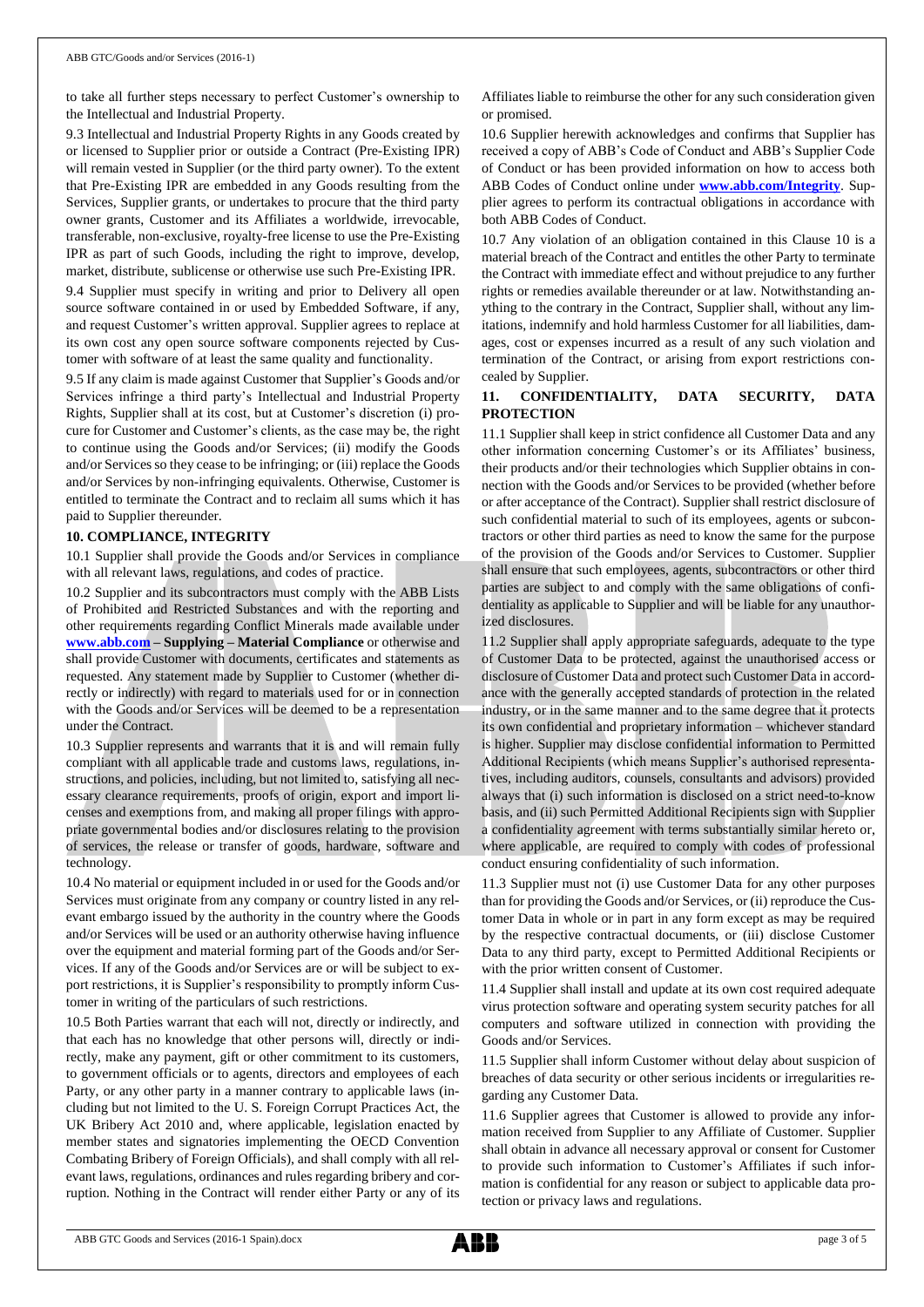to take all further steps necessary to perfect Customer's ownership to the Intellectual and Industrial Property.

9.3 Intellectual and Industrial Property Rights in any Goods created by or licensed to Supplier prior or outside a Contract (Pre-Existing IPR) will remain vested in Supplier (or the third party owner). To the extent that Pre-Existing IPR are embedded in any Goods resulting from the Services, Supplier grants, or undertakes to procure that the third party owner grants, Customer and its Affiliates a worldwide, irrevocable, transferable, non-exclusive, royalty-free license to use the Pre-Existing IPR as part of such Goods, including the right to improve, develop, market, distribute, sublicense or otherwise use such Pre-Existing IPR.

9.4 Supplier must specify in writing and prior to Delivery all open source software contained in or used by Embedded Software, if any, and request Customer's written approval. Supplier agrees to replace at its own cost any open source software components rejected by Customer with software of at least the same quality and functionality.

9.5 If any claim is made against Customer that Supplier's Goods and/or Services infringe a third party's Intellectual and Industrial Property Rights, Supplier shall at its cost, but at Customer's discretion (i) procure for Customer and Customer's clients, as the case may be, the right to continue using the Goods and/or Services; (ii) modify the Goods and/or Services so they cease to be infringing; or (iii) replace the Goods and/or Services by non-infringing equivalents. Otherwise, Customer is entitled to terminate the Contract and to reclaim all sums which it has paid to Supplier thereunder.

## 10. COMPLIANCE, INTEGRITY

10.1 Supplier shall provide the Goods and/or Services in compliance with all relevant laws, regulations, and codes of practice.

10.2 Supplier and its subcontractors must comply with the ABB Lists of Prohibited and Restricted Substances and with the reporting and other requirements regarding Conflict Minerals made available under **www.abb.com – Supplying – Material Compliance** or otherwise and shall provide Customer with documents, certificates and statements as requested. Any statement made by Supplier to Customer (whether directly or indirectly) with regard to materials used for or in connection with the Goods and/or Services will be deemed to be a representation under the Contract.

10.3 Supplier represents and warrants that it is and will remain fully compliant with all applicable trade and customs laws, regulations, instructions, and policies, including, but not limited to, satisfying all necessary clearance requirements, proofs of origin, export and import licenses and exemptions from, and making all proper filings with appropriate governmental bodies and/or disclosures relating to the provision of services, the release or transfer of goods, hardware, software and technology.

10.4 No material or equipment included in or used for the Goods and/or Services must originate from any company or country listed in any relevant embargo issued by the authority in the country where the Goods and/or Services will be used or an authority otherwise having influence over the equipment and material forming part of the Goods and/or Services. If any of the Goods and/or Services are or will be subject to export restrictions, it is Supplier's responsibility to promptly inform Customer in writing of the particulars of such restrictions.

10.5 Both Parties warrant that each will not, directly or indirectly, and that each has no knowledge that other persons will, directly or indirectly, make any payment, gift or other commitment to its customers, to government officials or to agents, directors and employees of each Party, or any other party in a manner contrary to applicable laws (including but not limited to the U. S. Foreign Corrupt Practices Act, the UK Bribery Act 2010 and, where applicable, legislation enacted by member states and signatories implementing the OECD Convention Combating Bribery of Foreign Officials), and shall comply with all relevant laws, regulations, ordinances and rules regarding bribery and corruption. Nothing in the Contract will render either Party or any of its Affiliates liable to reimburse the other for any such consideration given or promised.

10.6 Supplier herewith acknowledges and confirms that Supplier has received a copy of ABB's Code of Conduct and ABB's Supplier Code of Conduct or has been provided information on how to access both ABB Codes of Conduct online under **www.abb.com/Integrity**. Supplier agrees to perform its contractual obligations in accordance with both ABB Codes of Conduct.

10.7 Any violation of an obligation contained in this Clause 10 is a material breach of the Contract and entitles the other Party to terminate the Contract with immediate effect and without prejudice to any further rights or remedies available thereunder or at law. Notwithstanding anything to the contrary in the Contract, Supplier shall, without any limitations, indemnify and hold harmless Customer for all liabilities, damages, cost or expenses incurred as a result of any such violation and termination of the Contract, or arising from export restrictions concealed by Supplier.

## 11. CONFIDENTIALITY, DATA SECURITY, DATA PROTECTION

11.1 Supplier shall keep in strict confidence all Customer Data and any other information concerning Customer's or its Affiliates' business, their products and/or their technologies which Supplier obtains in connection with the Goods and/or Services to be provided (whether before or after acceptance of the Contract). Supplier shall restrict disclosure of such confidential material to such of its employees, agents or subcontractors or other third parties as need to know the same for the purpose of the provision of the Goods and/or Services to Customer. Supplier shall ensure that such employees, agents, subcontractors or other third parties are subject to and comply with the same obligations of confidentiality as applicable to Supplier and will be liable for any unauthorized disclosures.

11.2 Supplier shall apply appropriate safeguards, adequate to the type of Customer Data to be protected, against the unauthorised access or disclosure of Customer Data and protect such Customer Data in accordance with the generally accepted standards of protection in the related industry, or in the same manner and to the same degree that it protects its own confidential and proprietary information – whichever standard is higher. Supplier may disclose confidential information to Permitted Additional Recipients (which means Supplier's authorised representatives, including auditors, counsels, consultants and advisors) provided always that (i) such information is disclosed on a strict need-to-know basis, and (ii) such Permitted Additional Recipients sign with Supplier a confidentiality agreement with terms substantially similar hereto or, where applicable, are required to comply with codes of professional conduct ensuring confidentiality of such information.

11.3 Supplier must not (i) use Customer Data for any other purposes than for providing the Goods and/or Services, or (ii) reproduce the Customer Data in whole or in part in any form except as may be required by the respective contractual documents, or (iii) disclose Customer Data to any third party, except to Permitted Additional Recipients or with the prior written consent of Customer.

11.4 Supplier shall install and update at its own cost required adequate virus protection software and operating system security patches for all computers and software utilized in connection with providing the Goods and/or Services.

11.5 Supplier shall inform Customer without delay about suspicion of breaches of data security or other serious incidents or irregularities regarding any Customer Data.

11.6 Supplier agrees that Customer is allowed to provide any information received from Supplier to any Affiliate of Customer. Supplier shall obtain in advance all necessary approval or consent for Customer to provide such information to Customer's Affiliates if such information is confidential for any reason or subject to applicable data protection or privacy laws and regulations.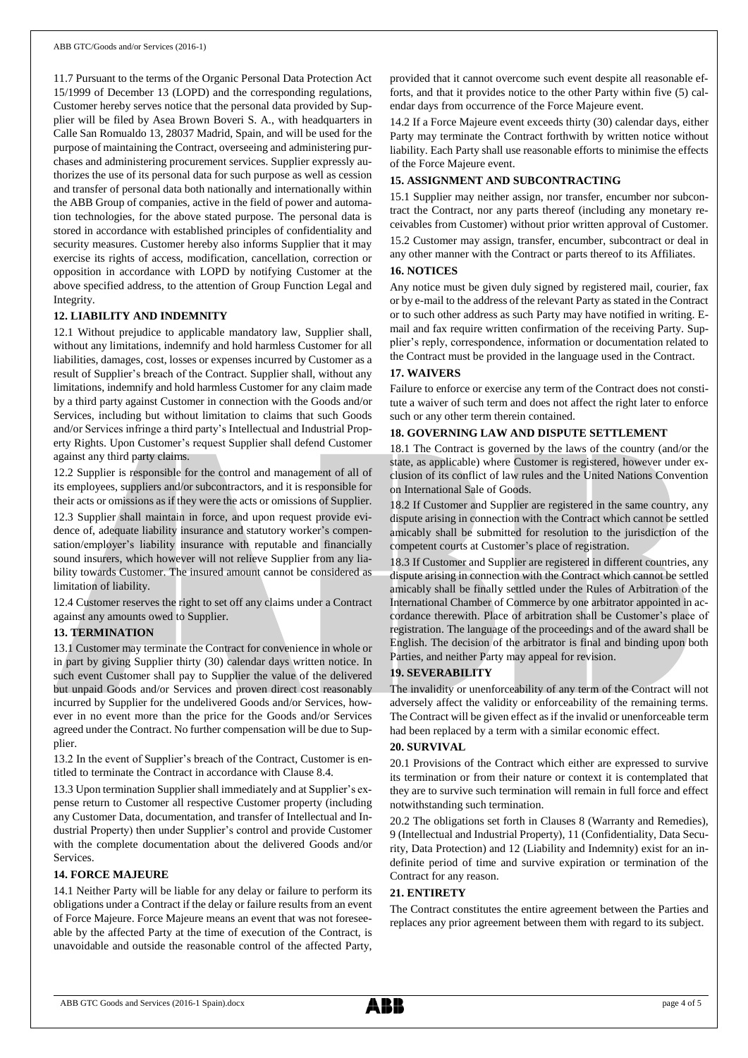11.7 Pursuant to the terms of the Organic Personal Data Protection Act 15/1999 of December 13 (LOPD) and the corresponding regulations, Customer hereby serves notice that the personal data provided by Supplier will be filed by Asea Brown Boveri S. A., with headquarters in Calle San Romualdo 13, 28037 Madrid, Spain, and will be used for the purpose of maintaining the Contract, overseeing and administering purchases and administering procurement services. Supplier expressly authorizes the use of its personal data for such purpose as well as cession and transfer of personal data both nationally and internationally within the ABB Group of companies, active in the field of power and automation technologies, for the above stated purpose. The personal data is stored in accordance with established principles of confidentiality and security measures. Customer hereby also informs Supplier that it may exercise its rights of access, modification, cancellation, correction or opposition in accordance with LOPD by notifying Customer at the above specified address, to the attention of Group Function Legal and Integrity.

### 12. LIABILITY AND INDEMNITY

12.1 Without prejudice to applicable mandatory law, Supplier shall, without any limitations, indemnify and hold harmless Customer for all liabilities, damages, cost, losses or expenses incurred by Customer as a result of Supplier's breach of the Contract. Supplier shall, without any limitations, indemnify and hold harmless Customer for any claim made by a third party against Customer in connection with the Goods and/or Services, including but without limitation to claims that such Goods and/or Services infringe a third party's Intellectual and Industrial Property Rights. Upon Customer's request Supplier shall defend Customer against any third party claims.

12.2 Supplier is responsible for the control and management of all of its employees, suppliers and/or subcontractors, and it is responsible for their acts or omissions as if they were the acts or omissions of Supplier.

12.3 Supplier shall maintain in force, and upon request provide evidence of, adequate liability insurance and statutory worker's compensation/employer's liability insurance with reputable and financially sound insurers, which however will not relieve Supplier from any liability towards Customer. The insured amount cannot be considered as limitation of liability.

12.4 Customer reserves the right to set off any claims under a Contract against any amounts owed to Supplier.

### 13. TERMINATION

13.1 Customer may terminate the Contract for convenience in whole or in part by giving Supplier thirty (30) calendar days written notice. In such event Customer shall pay to Supplier the value of the delivered but unpaid Goods and/or Services and proven direct cost reasonably incurred by Supplier for the undelivered Goods and/or Services, however in no event more than the price for the Goods and/or Services agreed under the Contract. No further compensation will be due to Supplier.

13.2 In the event of Supplier's breach of the Contract, Customer is entitled to terminate the Contract in accordance with Clause 8.4.

13.3 Upon termination Supplier shall immediately and at Supplier's expense return to Customer all respective Customer property (including any Customer Data, documentation, and transfer of Intellectual and Industrial Property) then under Supplier's control and provide Customer with the complete documentation about the delivered Goods and/or Services.

### 14. FORCE MAJEURE

14.1 Neither Party will be liable for any delay or failure to perform its obligations under a Contract if the delay or failure results from an event of Force Majeure. Force Majeure means an event that was not foreseeable by the affected Party at the time of execution of the Contract, is unavoidable and outside the reasonable control of the affected Party, provided that it cannot overcome such event despite all reasonable efforts, and that it provides notice to the other Party within five (5) calendar days from occurrence of the Force Majeure event.

14.2 If a Force Majeure event exceeds thirty (30) calendar days, either Party may terminate the Contract forthwith by written notice without liability. Each Party shall use reasonable efforts to minimise the effects of the Force Majeure event.

### 15. ASSIGNMENT AND SUBCONTRACTING

15.1 Supplier may neither assign, nor transfer, encumber nor subcontract the Contract, nor any parts thereof (including any monetary receivables from Customer) without prior written approval of Customer.

15.2 Customer may assign, transfer, encumber, subcontract or deal in any other manner with the Contract or parts thereof to its Affiliates.

### 16. NOTICES

Any notice must be given duly signed by registered mail, courier, fax or by e-mail to the address of the relevant Party as stated in the Contract or to such other address as such Party may have notified in writing. E-mail and fax require written confirmation of the receiving Party. Supplier's reply, correspondence, information or documentation related to the Contract must be provided in the language used in the Contract.

### 17. WAIVERS

Failure to enforce or exercise any term of the Contract does not constitute a waiver of such term and does not affect the right later to enforce such or any other term therein contained.

### 18. GOVERNING LAW AND DISPUTE SETTLEMENT

18.1 The Contract is governed by the laws of the country (and/or the state, as applicable) where Customer is registered, however under exclusion of its conflict of law rules and the United Nations Convention on International Sale of Goods.

18.2 If Customer and Supplier are registered in the same country, any dispute arising in connection with the Contract which cannot be settled amicably shall be submitted for resolution to the jurisdiction of the competent courts at Customer's place of registration.

18.3 If Customer and Supplier are registered in different countries, any dispute arising in connection with the Contract which cannot be settled amicably shall be finally settled under the Rules of Arbitration of the International Chamber of Commerce by one arbitrator appointed in accordance therewith. Place of arbitration shall be Customer's place of registration. The language of the proceedings and of the award shall be English. The decision of the arbitrator is final and binding upon both Parties, and neither Party may appeal for revision.

### 19. SEVERABILITY

The invalidity or unenforceability of any term of the Contract will not adversely affect the validity or enforceability of the remaining terms. The Contract will be given effect as if the invalid or unenforceable term had been replaced by a term with a similar economic effect.

### 20. SURVIVAL

20.1 Provisions of the Contract which either are expressed to survive its termination or from their nature or context it is contemplated that they are to survive such termination will remain in full force and effect notwithstanding such termination.

20.2 The obligations set forth in Clauses 8 (Warranty and Remedies), 9 (Intellectual and Industrial Property), 11 (Confidentiality, Data Security, Data Protection) and 12 (Liability and Indemnity) exist for an indefinite period of time and survive expiration or termination of the Contract for any reason.

### 21. ENTIRETY

The Contract constitutes the entire agreement between the Parties and replaces any prior agreement between them with regard to its subject.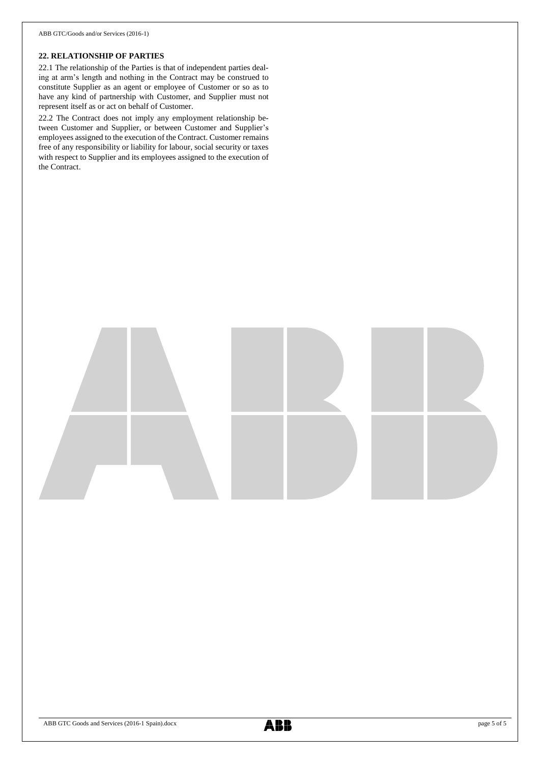## 22. RELATIONSHIP OF PARTIES

22.1 The relationship of the Parties is that of independent parties dealing at arm's length and nothing in the Contract may be construed to constitute Supplier as an agent or employee of Customer or so as to have any kind of partnership with Customer, and Supplier must not represent itself as or act on behalf of Customer.

22.2 The Contract does not imply any employment relationship between Customer and Supplier, or between Customer and Supplier's employees assigned to the execution of the Contract. Customer remains free of any responsibility or liability for labour, social security or taxes with respect to Supplier and its employees assigned to the execution of the Contract.